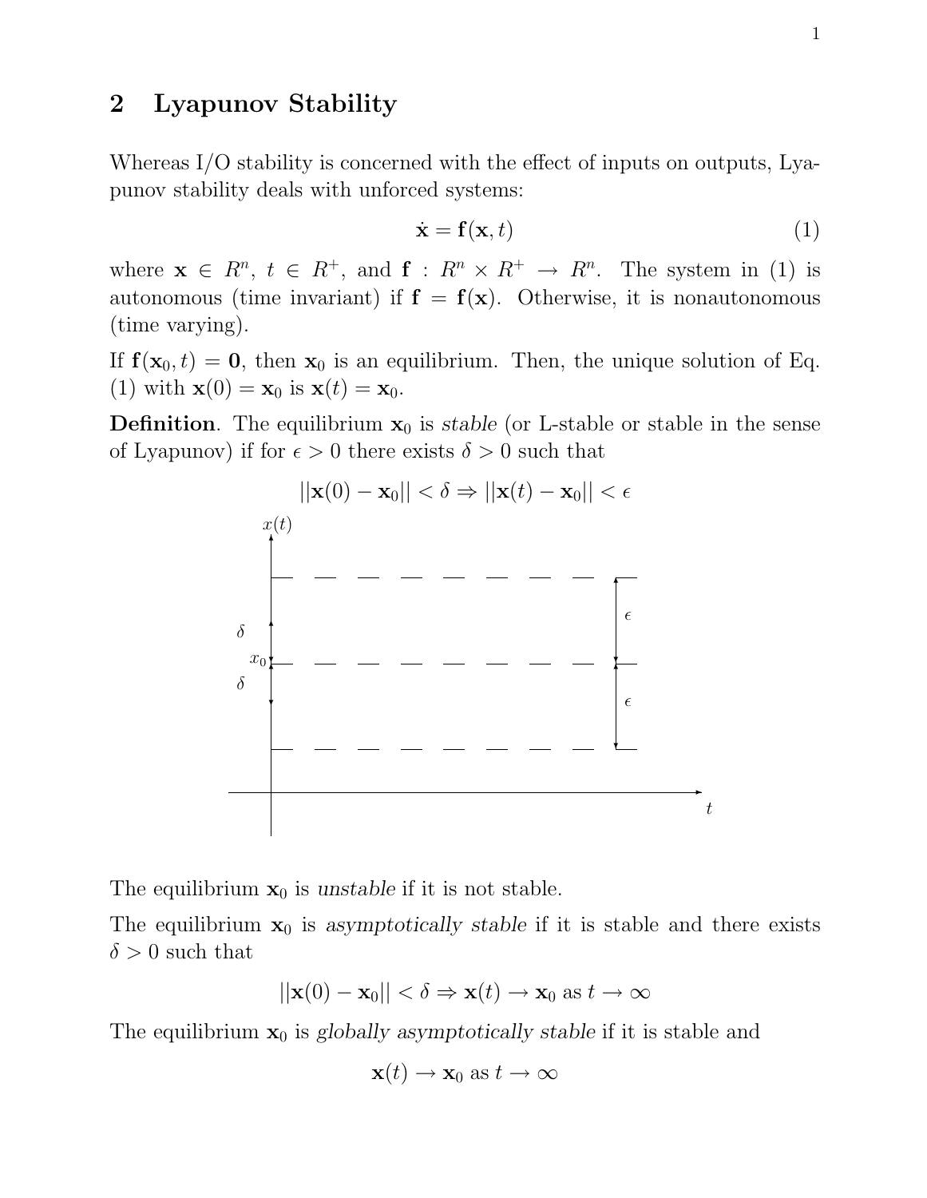## 2 Lyapunov Stability

Whereas I/O stability is concerned with the effect of inputs on outputs, Lyapunov stability deals with unforced systems:

$$\dot{\mathbf{x}} = \mathbf{f}(\mathbf{x}, t) \tag{1}$$

where $\mathbf{x} \in R^n$, $t \in R^+$, and $\mathbf{f} : R^n \times R^+ \rightarrow R^n$. The system in (1) is autonomous (time invariant) if $\mathbf{f} = \mathbf{f}(\mathbf{x})$. Otherwise, it is nonautonomous (time varying).

If $\mathbf{f}(\mathbf{x}_0, t) = \mathbf{0}$, then $\mathbf{x}_0$ is an equilibrium. Then, the unique solution of Eq. (1) with $\mathbf{x}(0) = \mathbf{x}_0$ is $\mathbf{x}(t) = \mathbf{x}_0$.

**Definition**. The equilibrium $\mathbf{x}_0$ is *stable* (or L-stable or stable in the sense of Lyapunov) if for $\epsilon > 0$ there exists $\delta > 0$ such that

$$||\mathbf{x}(0) - \mathbf{x}_0|| < \delta \Rightarrow ||\mathbf{x}(t) - \mathbf{x}_0|| < \epsilon$$

The equilibrium $\mathbf{x}_0$ is *unstable* if it is not stable.

The equilibrium $\mathbf{x}_0$ is *asymptotically stable* if it is stable and there exists $\delta > 0$ such that

$$||\mathbf{x}(0) - \mathbf{x}_0|| < \delta \Rightarrow \mathbf{x}(t) \rightarrow \mathbf{x}_0 \text{ as } t \rightarrow \infty$$

The equilibrium $\mathbf{x}_0$ is *globally asymptotically stable* if it is stable and

$$\mathbf{x}(t) \rightarrow \mathbf{x}_0 \text{ as } t \rightarrow \infty$$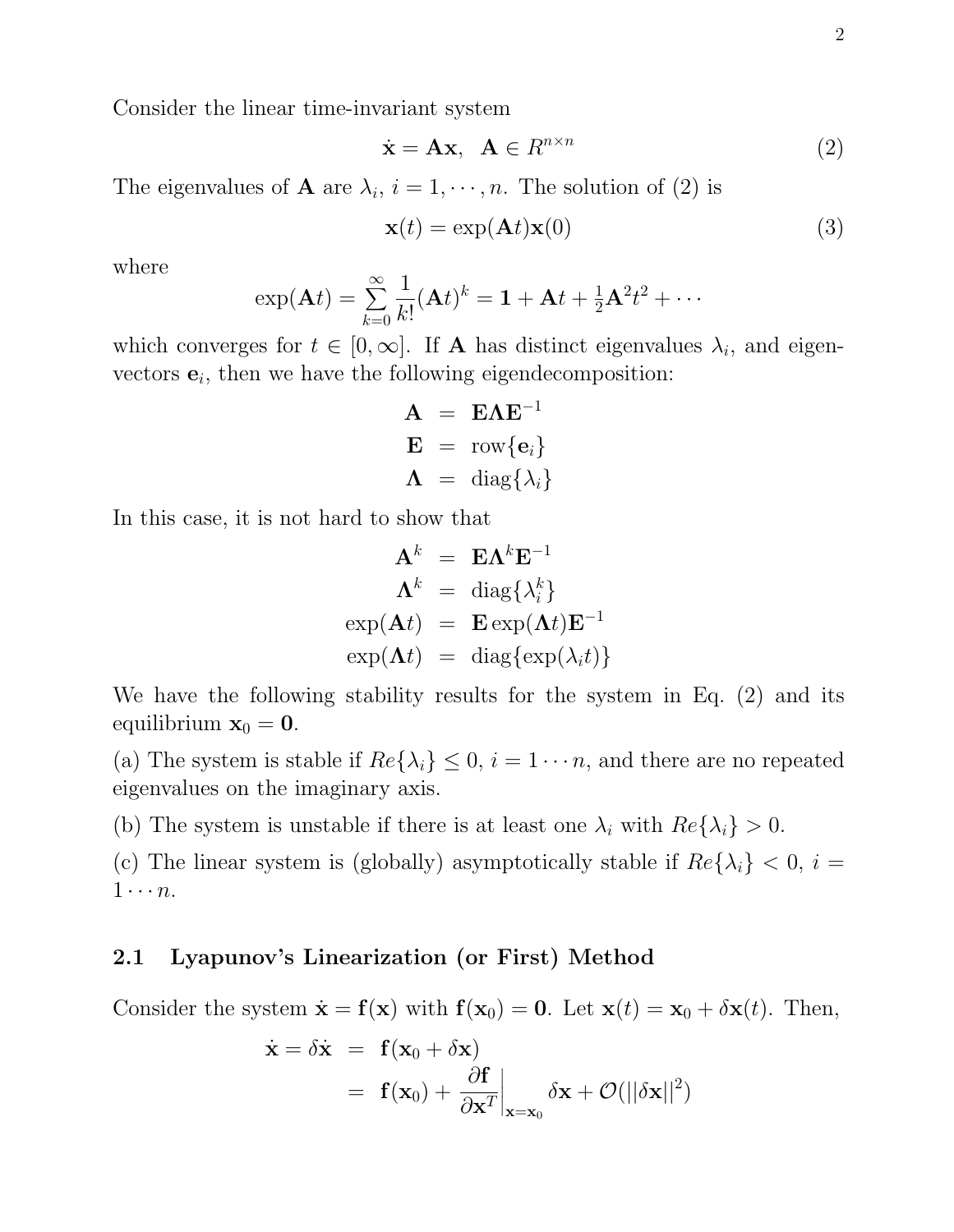Consider the linear time-invariant system

$$\dot{\mathbf{x}} = \mathbf{A}\mathbf{x}, \quad \mathbf{A} \in R^{n \times n} \tag{2}$$

The eigenvalues of $\mathbf{A}$ are $\lambda_i$, $i = 1, \cdots, n$. The solution of (2) is

$$\mathbf{x}(t) = \exp(\mathbf{A}t)\mathbf{x}(0) \tag{3}$$

where

$$\exp(\mathbf{A}t) = \sum_{k=0}^{\infty} \frac{1}{k!}(\mathbf{A}t)^k = \mathbf{1} + \mathbf{A}t + \tfrac{1}{2}\mathbf{A}^2t^2 + \cdots$$

which converges for $t \in [0, \infty]$. If $\mathbf{A}$ has distinct eigenvalues $\lambda_i$, and eigenvectors $\mathbf{e}_i$, then we have the following eigendecomposition:

$$\begin{aligned}
\mathbf{A} &= \mathbf{E}\mathbf{\Lambda}\mathbf{E}^{-1} \\
\mathbf{E} &= \text{row}\{\mathbf{e}_i\} \\
\mathbf{\Lambda} &= \text{diag}\{\lambda_i\}
\end{aligned}$$

In this case, it is not hard to show that

$$\begin{aligned}
\mathbf{A}^k &= \mathbf{E}\mathbf{\Lambda}^k\mathbf{E}^{-1} \\
\mathbf{\Lambda}^k &= \text{diag}\{\lambda_i^k\} \\
\exp(\mathbf{A}t) &= \mathbf{E}\exp(\mathbf{\Lambda}t)\mathbf{E}^{-1} \\
\exp(\mathbf{\Lambda}t) &= \text{diag}\{\exp(\lambda_i t)\}
\end{aligned}$$

We have the following stability results for the system in Eq. (2) and its equilibrium $\mathbf{x}_0 = \mathbf{0}$.

(a) The system is stable if $Re\{\lambda_i\} \leq 0$, $i = 1 \cdots n$, and there are no repeated eigenvalues on the imaginary axis.

(b) The system is unstable if there is at least one $\lambda_i$ with $Re\{\lambda_i\} > 0$.

(c) The linear system is (globally) asymptotically stable if $Re\{\lambda_i\} < 0$, $i = 1 \cdots n$.

## 2.1 Lyapunov's Linearization (or First) Method

Consider the system $\dot{\mathbf{x}} = \mathbf{f}(\mathbf{x})$ with $\mathbf{f}(\mathbf{x}_0) = \mathbf{0}$. Let $\mathbf{x}(t) = \mathbf{x}_0 + \delta\mathbf{x}(t)$. Then,

$$\begin{aligned}
\dot{\mathbf{x}} = \delta\dot{\mathbf{x}} &= \mathbf{f}(\mathbf{x}_0 + \delta\mathbf{x}) \\
&= \mathbf{f}(\mathbf{x}_0) + \left.\frac{\partial \mathbf{f}}{\partial \mathbf{x}^T}\right|_{\mathbf{x}=\mathbf{x}_0} \delta\mathbf{x} + \mathcal{O}(||\delta\mathbf{x}||^2)
\end{aligned}$$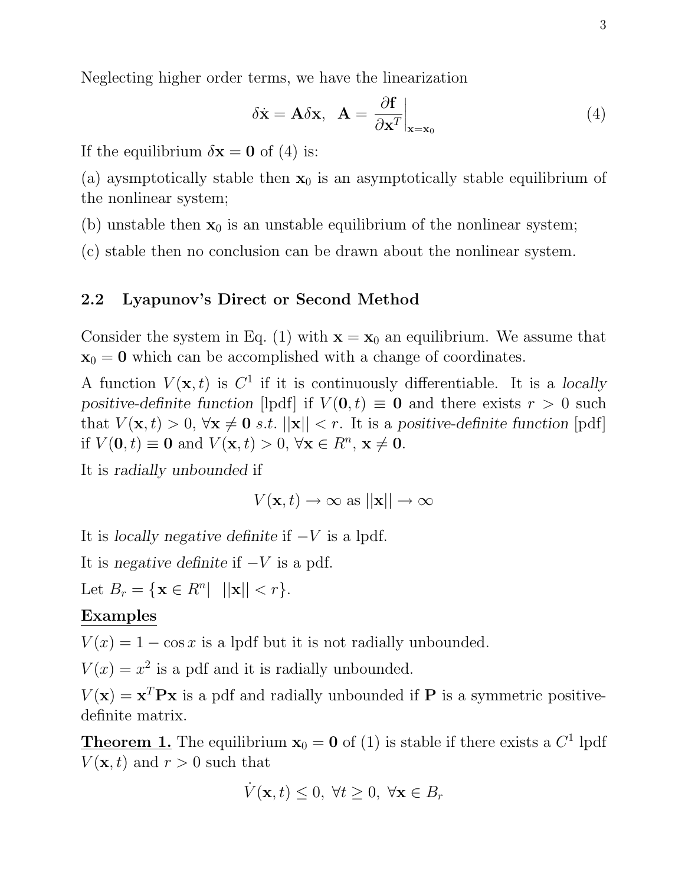Neglecting higher order terms, we have the linearization

$$\delta \dot{\mathbf{x}} = \mathbf{A}\delta\mathbf{x}, \quad \mathbf{A} = \left.\frac{\partial \mathbf{f}}{\partial \mathbf{x}^T}\right|_{\mathbf{x}=\mathbf{x}_0} \tag{4}$$

If the equilibrium $\delta\mathbf{x} = \mathbf{0}$ of (4) is:

(a) aysmptotically stable then $\mathbf{x}_0$ is an asymptotically stable equilibrium of the nonlinear system;

(b) unstable then $\mathbf{x}_0$ is an unstable equilibrium of the nonlinear system;

(c) stable then no conclusion can be drawn about the nonlinear system.

## 2.2 Lyapunov's Direct or Second Method

Consider the system in Eq. (1) with $\mathbf{x} = \mathbf{x}_0$ an equilibrium. We assume that $\mathbf{x}_0 = \mathbf{0}$ which can be accomplished with a change of coordinates.

A function $V(\mathbf{x}, t)$ is $C^1$ if it is continuously differentiable. It is a *locally positive-definite function* [lpdf] if $V(\mathbf{0}, t) \equiv \mathbf{0}$ and there exists $r > 0$ such that $V(\mathbf{x}, t) > 0$, $\forall \mathbf{x} \neq \mathbf{0}$ *s.t.* $||\mathbf{x}|| < r$. It is a *positive-definite function* [pdf] if $V(\mathbf{0}, t) \equiv \mathbf{0}$ and $V(\mathbf{x}, t) > 0$, $\forall \mathbf{x} \in R^n$, $\mathbf{x} \neq \mathbf{0}$.

It is *radially unbounded* if

$$V(\mathbf{x}, t) \to \infty \text{ as } ||\mathbf{x}|| \to \infty$$

It is *locally negative definite* if $-V$ is a lpdf.

It is *negative definite* if $-V$ is a pdf.

Let $B_r = \{\mathbf{x} \in R^n | \;\; ||\mathbf{x}|| < r\}$.

**Examples**

$V(x) = 1 - \cos x$ is a lpdf but it is not radially unbounded.

$V(x) = x^2$ is a pdf and it is radially unbounded.

$V(\mathbf{x}) = \mathbf{x}^T \mathbf{P} \mathbf{x}$ is a pdf and radially unbounded if $\mathbf{P}$ is a symmetric positive-definite matrix.

**Theorem 1.** The equilibrium $\mathbf{x}_0 = \mathbf{0}$ of (1) is stable if there exists a $C^1$ lpdf $V(\mathbf{x}, t)$ and $r > 0$ such that

$$\dot{V}(\mathbf{x}, t) \leq 0, \; \forall t \geq 0, \; \forall \mathbf{x} \in B_r$$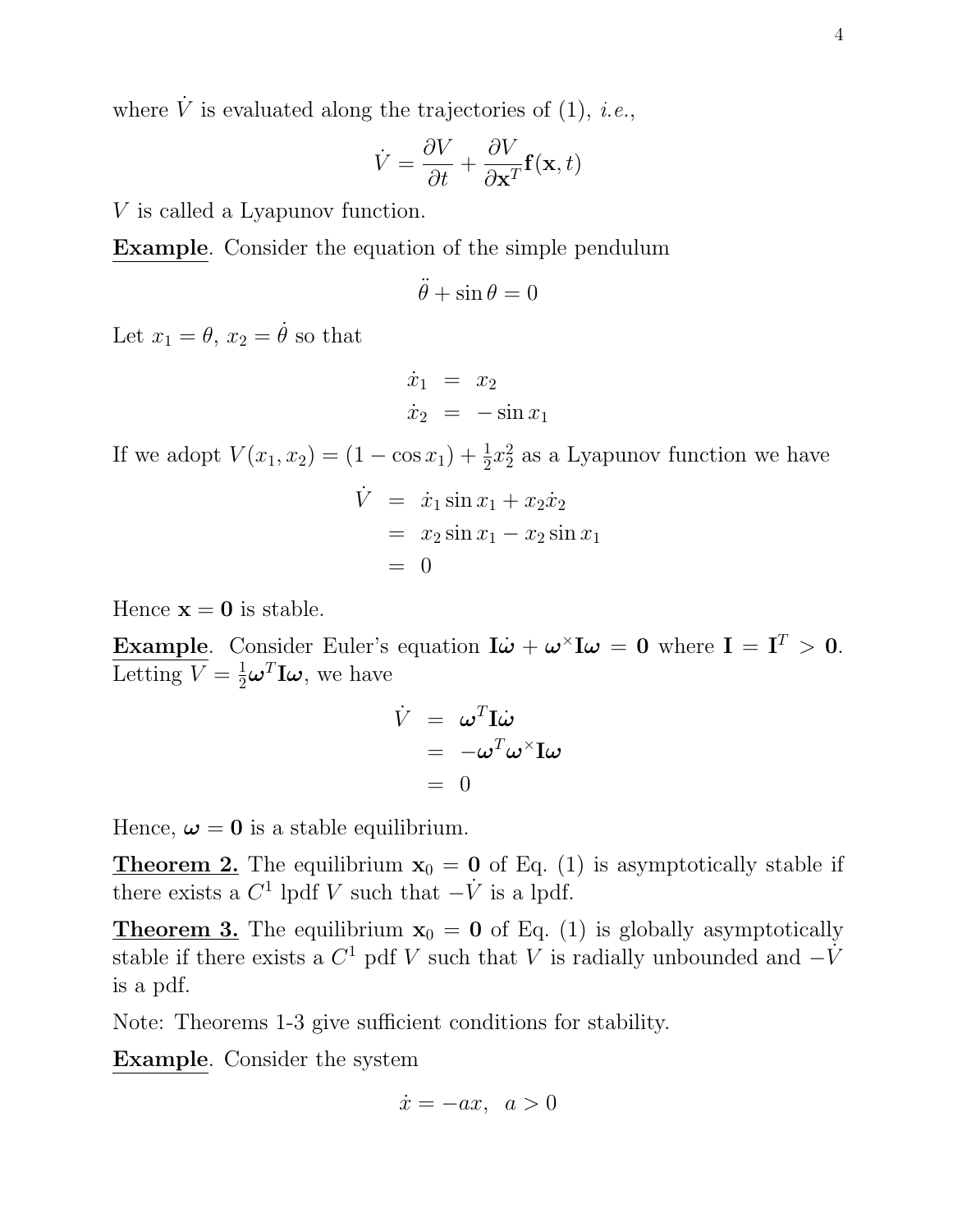where $\dot{V}$ is evaluated along the trajectories of (1), *i.e.*,

$$\dot{V} = \frac{\partial V}{\partial t} + \frac{\partial V}{\partial \mathbf{x}^T}\mathbf{f}(\mathbf{x}, t)$$

$V$ is called a Lyapunov function.

**Example**. Consider the equation of the simple pendulum

$$\ddot{\theta} + \sin\theta = 0$$

Let $x_1 = \theta$, $x_2 = \dot{\theta}$ so that

$$\begin{aligned}
\dot{x}_1 &= x_2 \\
\dot{x}_2 &= -\sin x_1
\end{aligned}$$

If we adopt $V(x_1, x_2) = (1 - \cos x_1) + \frac{1}{2}x_2^2$ as a Lyapunov function we have

$$\begin{aligned}
\dot{V} &= \dot{x}_1 \sin x_1 + x_2 \dot{x}_2 \\
&= x_2 \sin x_1 - x_2 \sin x_1 \\
&= 0
\end{aligned}$$

Hence $\mathbf{x} = \mathbf{0}$ is stable.

**Example**. Consider Euler's equation $\mathbf{I}\dot{\boldsymbol{\omega}} + \boldsymbol{\omega}^{\times}\mathbf{I}\boldsymbol{\omega} = \mathbf{0}$ where $\mathbf{I} = \mathbf{I}^T > \mathbf{0}$. Letting $V = \frac{1}{2}\boldsymbol{\omega}^T\mathbf{I}\boldsymbol{\omega}$, we have

$$\begin{aligned}
\dot{V} &= \boldsymbol{\omega}^T\mathbf{I}\dot{\boldsymbol{\omega}} \\
&= -\boldsymbol{\omega}^T\boldsymbol{\omega}^{\times}\mathbf{I}\boldsymbol{\omega} \\
&= 0
\end{aligned}$$

Hence, $\boldsymbol{\omega} = \mathbf{0}$ is a stable equilibrium.

**Theorem 2.** The equilibrium $\mathbf{x}_0 = \mathbf{0}$ of Eq. (1) is asymptotically stable if there exists a $C^1$ lpdf $V$ such that $-\dot{V}$ is a lpdf.

**Theorem 3.** The equilibrium $\mathbf{x}_0 = \mathbf{0}$ of Eq. (1) is globally asymptotically stable if there exists a $C^1$ pdf $V$ such that $V$ is radially unbounded and $-\dot{V}$ is a pdf.

Note: Theorems 1-3 give sufficient conditions for stability.

**Example**. Consider the system

$$\dot{x} = -ax, \;\; a > 0$$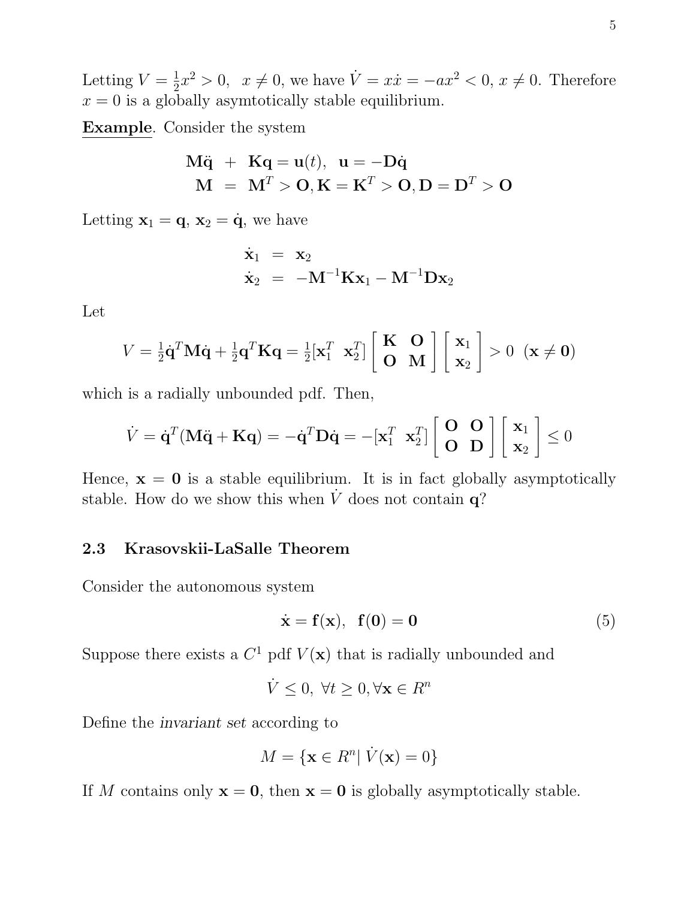Letting $V = \frac{1}{2}x^2 > 0, \;\; x \neq 0$, we have $\dot{V} = x\dot{x} = -ax^2 < 0$, $x \neq 0$. Therefore $x = 0$ is a globally asymtotically stable equilibrium.

**Example**. Consider the system

$$
\begin{aligned}
\mathbf{M}\ddot{\mathbf{q}} \;&+\; \mathbf{K}\mathbf{q} = \mathbf{u}(t), \;\; \mathbf{u} = -\mathbf{D}\dot{\mathbf{q}} \\
\mathbf{M} \;&=\; \mathbf{M}^T > \mathbf{O}, \mathbf{K} = \mathbf{K}^T > \mathbf{O}, \mathbf{D} = \mathbf{D}^T > \mathbf{O}
\end{aligned}
$$

Letting $\mathbf{x}_1 = \mathbf{q}$, $\mathbf{x}_2 = \dot{\mathbf{q}}$, we have

$$
\begin{aligned}
\dot{\mathbf{x}}_1 &= \mathbf{x}_2 \\
\dot{\mathbf{x}}_2 &= -\mathbf{M}^{-1}\mathbf{K}\mathbf{x}_1 - \mathbf{M}^{-1}\mathbf{D}\mathbf{x}_2
\end{aligned}
$$

Let

$$
V = \tfrac{1}{2}\dot{\mathbf{q}}^T\mathbf{M}\dot{\mathbf{q}} + \tfrac{1}{2}\mathbf{q}^T\mathbf{K}\mathbf{q} = \tfrac{1}{2}[\mathbf{x}_1^T \;\; \mathbf{x}_2^T]\begin{bmatrix} \mathbf{K} & \mathbf{O} \\ \mathbf{O} & \mathbf{M} \end{bmatrix}\begin{bmatrix} \mathbf{x}_1 \\ \mathbf{x}_2 \end{bmatrix} > 0 \;\; (\mathbf{x} \neq \mathbf{0})
$$

which is a radially unbounded pdf. Then,

$$
\dot{V} = \dot{\mathbf{q}}^T(\mathbf{M}\ddot{\mathbf{q}} + \mathbf{K}\mathbf{q}) = -\dot{\mathbf{q}}^T\mathbf{D}\dot{\mathbf{q}} = -[\mathbf{x}_1^T \;\; \mathbf{x}_2^T]\begin{bmatrix} \mathbf{O} & \mathbf{O} \\ \mathbf{O} & \mathbf{D} \end{bmatrix}\begin{bmatrix} \mathbf{x}_1 \\ \mathbf{x}_2 \end{bmatrix} \leq 0
$$

Hence, $\mathbf{x} = \mathbf{0}$ is a stable equilibrium. It is in fact globally asymptotically stable. How do we show this when $\dot{V}$ does not contain $\mathbf{q}$?

### 2.3 Krasovskii-LaSalle Theorem

Consider the autonomous system

$$
\dot{\mathbf{x}} = \mathbf{f}(\mathbf{x}), \;\; \mathbf{f}(\mathbf{0}) = \mathbf{0} \tag{5}
$$

Suppose there exists a $C^1$ pdf $V(\mathbf{x})$ that is radially unbounded and

$$
\dot{V} \leq 0, \; \forall t \geq 0, \forall \mathbf{x} \in R^n
$$

Define the *invariant set* according to

$$
M = \{\mathbf{x} \in R^n | \; \dot{V}(\mathbf{x}) = 0\}
$$

If $M$ contains only $\mathbf{x} = \mathbf{0}$, then $\mathbf{x} = \mathbf{0}$ is globally asymptotically stable.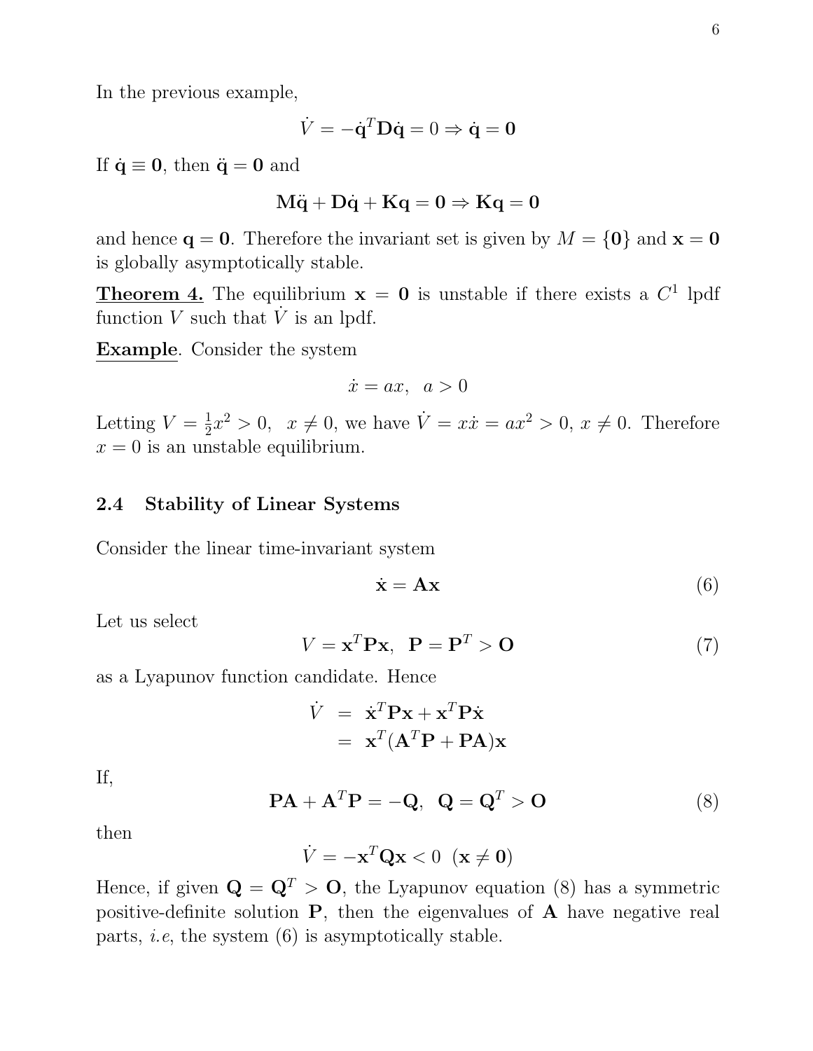In the previous example,

$$\dot{V} = -\dot{\mathbf{q}}^T \mathbf{D} \dot{\mathbf{q}} = 0 \Rightarrow \dot{\mathbf{q}} = \mathbf{0}$$

If $\dot{\mathbf{q}} \equiv \mathbf{0}$, then $\ddot{\mathbf{q}} = \mathbf{0}$ and

$$\mathbf{M}\ddot{\mathbf{q}} + \mathbf{D}\dot{\mathbf{q}} + \mathbf{K}\mathbf{q} = \mathbf{0} \Rightarrow \mathbf{K}\mathbf{q} = \mathbf{0}$$

and hence $\mathbf{q} = \mathbf{0}$. Therefore the invariant set is given by $M = \{\mathbf{0}\}$ and $\mathbf{x} = \mathbf{0}$ is globally asymptotically stable.

**Theorem 4.** The equilibrium $\mathbf{x} = \mathbf{0}$ is unstable if there exists a $C^1$ lpdf function $V$ such that $\dot{V}$ is an lpdf.

**Example**. Consider the system

$$\dot{x} = ax, \;\; a > 0$$

Letting $V = \frac{1}{2}x^2 > 0, \;\; x \neq 0$, we have $\dot{V} = x\dot{x} = ax^2 > 0$, $x \neq 0$. Therefore $x = 0$ is an unstable equilibrium.

### 2.4 Stability of Linear Systems

Consider the linear time-invariant system

$$\dot{\mathbf{x}} = \mathbf{A}\mathbf{x} \tag{6}$$

Let us select

$$V = \mathbf{x}^T \mathbf{P} \mathbf{x}, \;\; \mathbf{P} = \mathbf{P}^T > \mathbf{O} \tag{7}$$

as a Lyapunov function candidate. Hence

$$\begin{aligned} \dot{V} &= \dot{\mathbf{x}}^T \mathbf{P} \mathbf{x} + \mathbf{x}^T \mathbf{P} \dot{\mathbf{x}} \\ &= \mathbf{x}^T (\mathbf{A}^T \mathbf{P} + \mathbf{P}\mathbf{A}) \mathbf{x} \end{aligned}$$

If,

$$\mathbf{P}\mathbf{A} + \mathbf{A}^T \mathbf{P} = -\mathbf{Q}, \;\; \mathbf{Q} = \mathbf{Q}^T > \mathbf{O} \tag{8}$$

then

$$\dot{V} = -\mathbf{x}^T \mathbf{Q} \mathbf{x} < 0 \;\; (\mathbf{x} \neq \mathbf{0})$$

Hence, if given $\mathbf{Q} = \mathbf{Q}^T > \mathbf{O}$, the Lyapunov equation (8) has a symmetric positive-definite solution $\mathbf{P}$, then the eigenvalues of $\mathbf{A}$ have negative real parts, *i.e*, the system (6) is asymptotically stable.